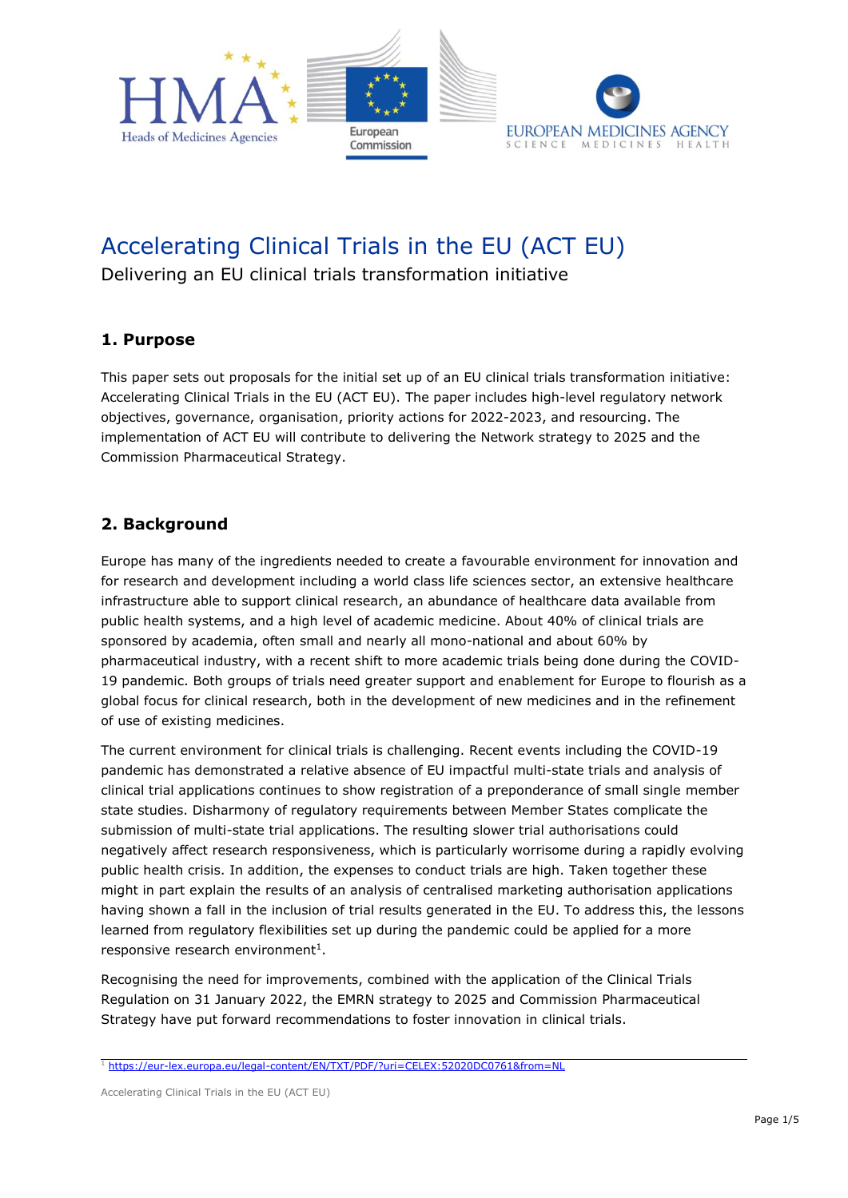# Accelerating Clinical Trials in the EU (ACT EU)

Delivering an EU clinical trials transformation initiative

## 1. Purpose

This paper sets out proposals for the initial set up of an EU clinical trials transformation initiative: Accelerating Clinical Trials in the EU (ACT EU). The paper includes high-level regulatory network objectives, governance, organisation, priority actions for 2022-2023, and resourcing. The implementation of ACT EU will contribute to delivering the Network strategy to 2025 and the Commission Pharmaceutical Strategy.

## 2. Background

Europe has many of the ingredients needed to create a favourable environment for innovation and for research and development including a world class life sciences sector, an extensive healthcare infrastructure able to support clinical research, an abundance of healthcare data available from public health systems, and a high level of academic medicine. About 40% of clinical trials are sponsored by academia, often small and nearly all mono-national and about 60% by pharmaceutical industry, with a recent shift to more academic trials being done during the COVID-19 pandemic. Both groups of trials need greater support and enablement for Europe to flourish as a global focus for clinical research, both in the development of new medicines and in the refinement of use of existing medicines.

The current environment for clinical trials is challenging. Recent events including the COVID-19 pandemic has demonstrated a relative absence of EU impactful multi-state trials and analysis of clinical trial applications continues to show registration of a preponderance of small single member state studies. Disharmony of regulatory requirements between Member States complicate the submission of multi-state trial applications. The resulting slower trial authorisations could negatively affect research responsiveness, which is particularly worrisome during a rapidly evolving public health crisis. In addition, the expenses to conduct trials are high. Taken together these might in part explain the results of an analysis of centralised marketing authorisation applications having shown a fall in the inclusion of trial results generated in the EU. To address this, the lessons learned from regulatory flexibilities set up during the pandemic could be applied for a more responsive research environment[1].

Recognising the need for improvements, combined with the application of the Clinical Trials Regulation on 31 January 2022, the EMRN strategy to 2025 and Commission Pharmaceutical Strategy have put forward recommendations to foster innovation in clinical trials.

[1] https://eur-lex.europa.eu/legal-content/EN/TXT/PDF/?uri=CELEX:52020DC0761&from=NL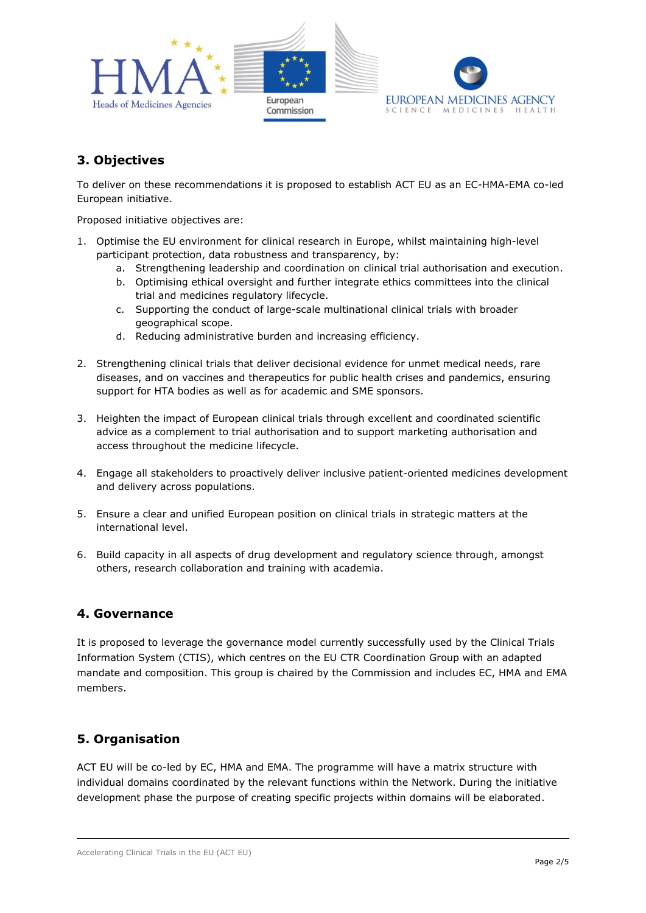## 3. Objectives

To deliver on these recommendations it is proposed to establish ACT EU as an EC-HMA-EMA co-led European initiative.

Proposed initiative objectives are:

1. Optimise the EU environment for clinical research in Europe, whilst maintaining high-level participant protection, data robustness and transparency, by:
   a. Strengthening leadership and coordination on clinical trial authorisation and execution.
   b. Optimising ethical oversight and further integrate ethics committees into the clinical trial and medicines regulatory lifecycle.
   c. Supporting the conduct of large-scale multinational clinical trials with broader geographical scope.
   d. Reducing administrative burden and increasing efficiency.

2. Strengthening clinical trials that deliver decisional evidence for unmet medical needs, rare diseases, and on vaccines and therapeutics for public health crises and pandemics, ensuring support for HTA bodies as well as for academic and SME sponsors.

3. Heighten the impact of European clinical trials through excellent and coordinated scientific advice as a complement to trial authorisation and to support marketing authorisation and access throughout the medicine lifecycle.

4. Engage all stakeholders to proactively deliver inclusive patient-oriented medicines development and delivery across populations.

5. Ensure a clear and unified European position on clinical trials in strategic matters at the international level.

6. Build capacity in all aspects of drug development and regulatory science through, amongst others, research collaboration and training with academia.

## 4. Governance

It is proposed to leverage the governance model currently successfully used by the Clinical Trials Information System (CTIS), which centres on the EU CTR Coordination Group with an adapted mandate and composition. This group is chaired by the Commission and includes EC, HMA and EMA members.

## 5. Organisation

ACT EU will be co-led by EC, HMA and EMA. The programme will have a matrix structure with individual domains coordinated by the relevant functions within the Network. During the initiative development phase the purpose of creating specific projects within domains will be elaborated.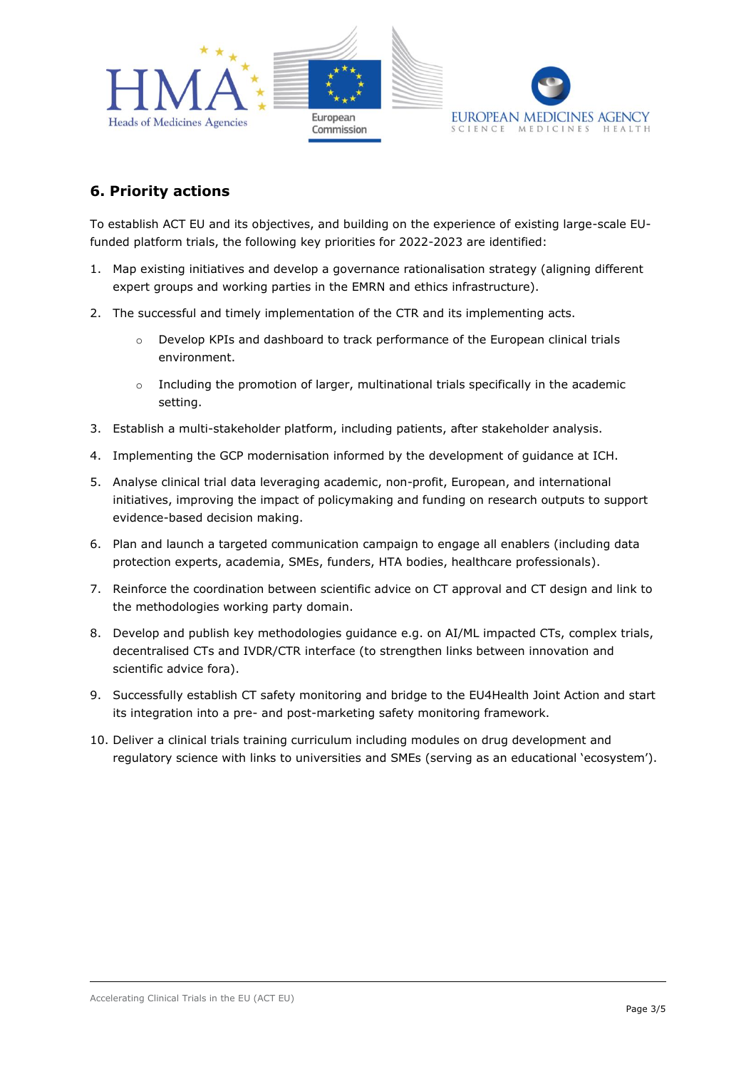## 6. Priority actions

To establish ACT EU and its objectives, and building on the experience of existing large-scale EU-funded platform trials, the following key priorities for 2022-2023 are identified:

1. Map existing initiatives and develop a governance rationalisation strategy (aligning different expert groups and working parties in the EMRN and ethics infrastructure).
2. The successful and timely implementation of the CTR and its implementing acts.
   - Develop KPIs and dashboard to track performance of the European clinical trials environment.
   - Including the promotion of larger, multinational trials specifically in the academic setting.
3. Establish a multi-stakeholder platform, including patients, after stakeholder analysis.
4. Implementing the GCP modernisation informed by the development of guidance at ICH.
5. Analyse clinical trial data leveraging academic, non-profit, European, and international initiatives, improving the impact of policymaking and funding on research outputs to support evidence-based decision making.
6. Plan and launch a targeted communication campaign to engage all enablers (including data protection experts, academia, SMEs, funders, HTA bodies, healthcare professionals).
7. Reinforce the coordination between scientific advice on CT approval and CT design and link to the methodologies working party domain.
8. Develop and publish key methodologies guidance e.g. on AI/ML impacted CTs, complex trials, decentralised CTs and IVDR/CTR interface (to strengthen links between innovation and scientific advice fora).
9. Successfully establish CT safety monitoring and bridge to the EU4Health Joint Action and start its integration into a pre- and post-marketing safety monitoring framework.
10. Deliver a clinical trials training curriculum including modules on drug development and regulatory science with links to universities and SMEs (serving as an educational 'ecosystem').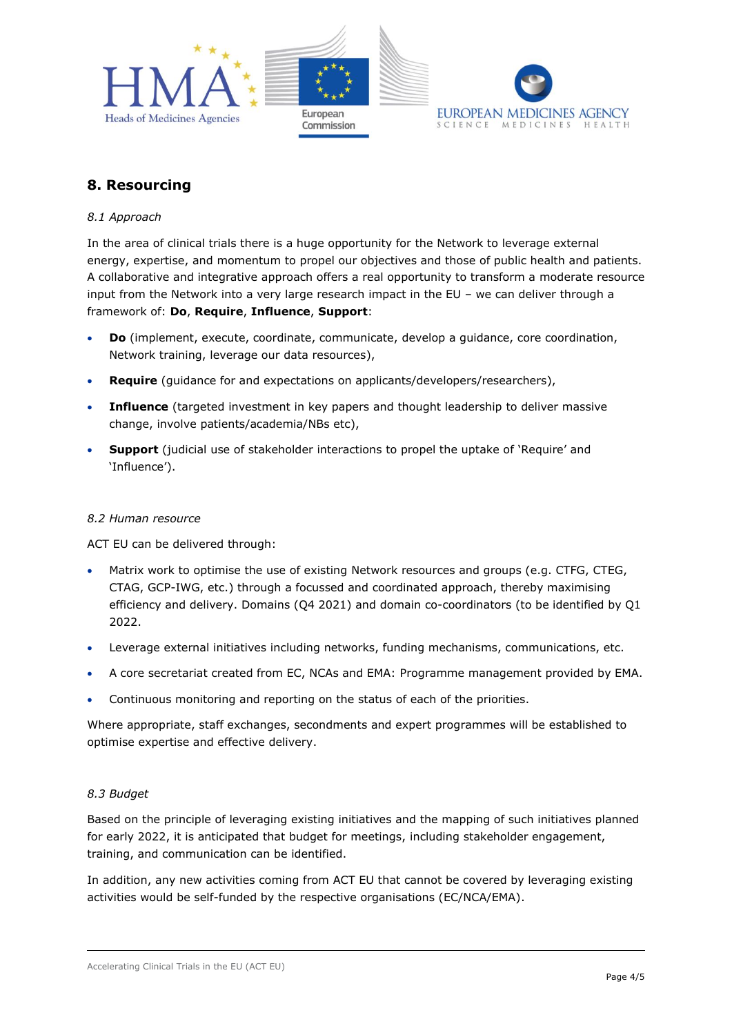## 8. Resourcing

*8.1 Approach*

In the area of clinical trials there is a huge opportunity for the Network to leverage external energy, expertise, and momentum to propel our objectives and those of public health and patients. A collaborative and integrative approach offers a real opportunity to transform a moderate resource input from the Network into a very large research impact in the EU – we can deliver through a framework of: **Do**, **Require**, **Influence**, **Support**:

- **Do** (implement, execute, coordinate, communicate, develop a guidance, core coordination, Network training, leverage our data resources),
- **Require** (guidance for and expectations on applicants/developers/researchers),
- **Influence** (targeted investment in key papers and thought leadership to deliver massive change, involve patients/academia/NBs etc),
- **Support** (judicial use of stakeholder interactions to propel the uptake of 'Require' and 'Influence').

*8.2 Human resource*

ACT EU can be delivered through:

- Matrix work to optimise the use of existing Network resources and groups (e.g. CTFG, CTEG, CTAG, GCP-IWG, etc.) through a focussed and coordinated approach, thereby maximising efficiency and delivery. Domains (Q4 2021) and domain co-coordinators (to be identified by Q1 2022.
- Leverage external initiatives including networks, funding mechanisms, communications, etc.
- A core secretariat created from EC, NCAs and EMA: Programme management provided by EMA.
- Continuous monitoring and reporting on the status of each of the priorities.

Where appropriate, staff exchanges, secondments and expert programmes will be established to optimise expertise and effective delivery.

*8.3 Budget*

Based on the principle of leveraging existing initiatives and the mapping of such initiatives planned for early 2022, it is anticipated that budget for meetings, including stakeholder engagement, training, and communication can be identified.

In addition, any new activities coming from ACT EU that cannot be covered by leveraging existing activities would be self-funded by the respective organisations (EC/NCA/EMA).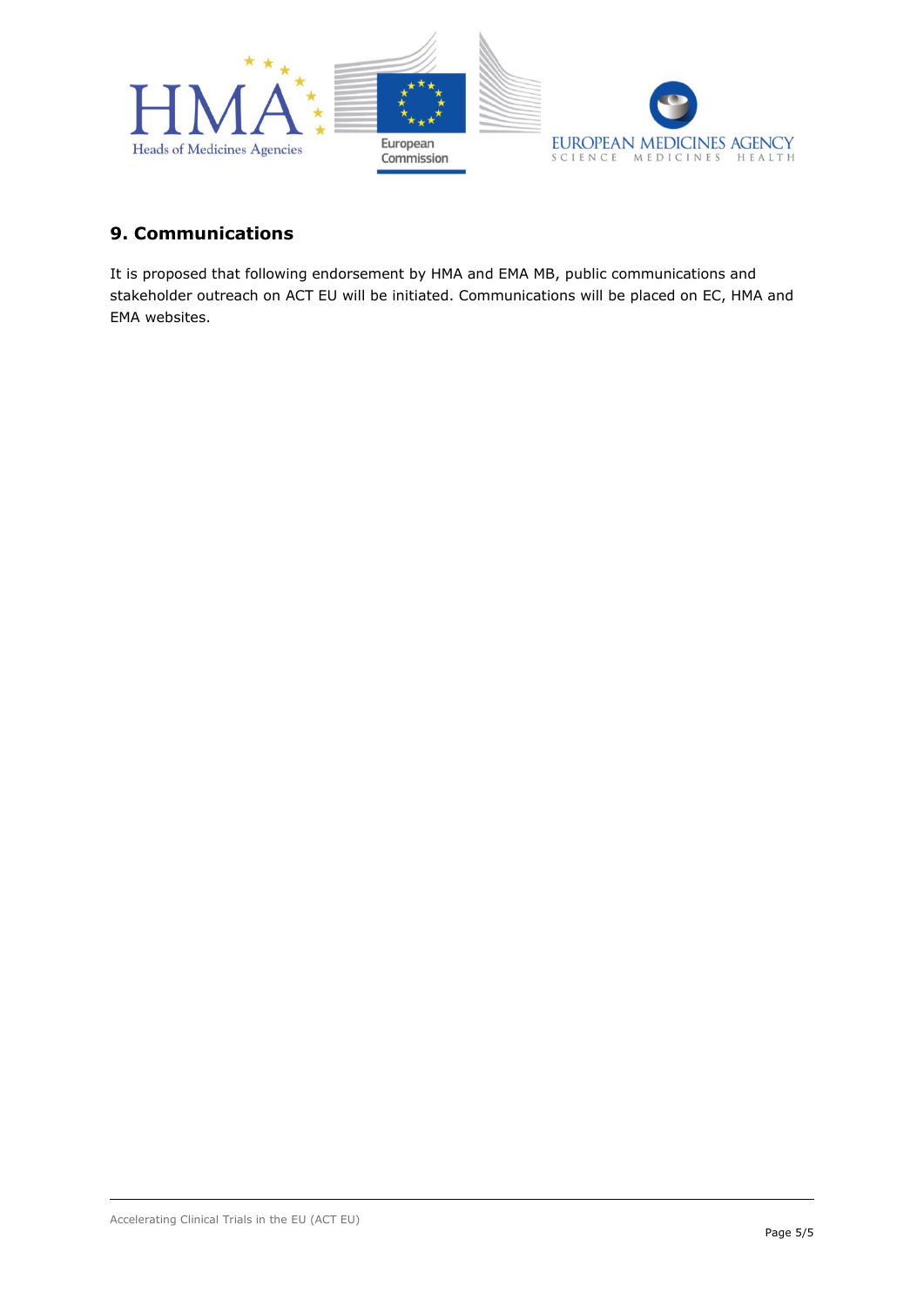## 9. Communications

It is proposed that following endorsement by HMA and EMA MB, public communications and stakeholder outreach on ACT EU will be initiated. Communications will be placed on EC, HMA and EMA websites.